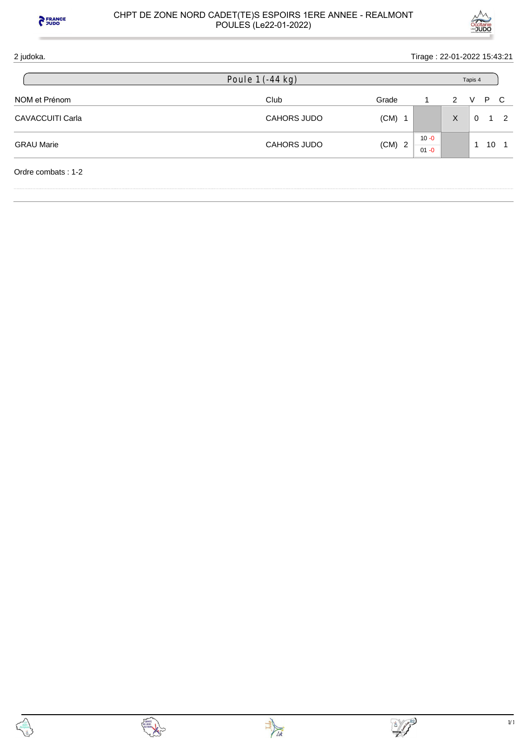2 judoka.

Tirage : 22-01-2022 15:43:21

## Poule 1 (-44 kg)

Tapis 4

| NOM et Prénom | Club | Grade | | 1 | 2 | V | P | C |
|---|---|---|---|---|---|---|---|---|
| CAVACCUITI Carla | CAHORS JUDO | (CM) | 1 | | X | 0 | 1 | 2 |
| GRAU Marie | CAHORS JUDO | (CM) | 2 | 10 -0 / 01 -0 | | 1 | 10 | 1 |

Ordre combats : 1-2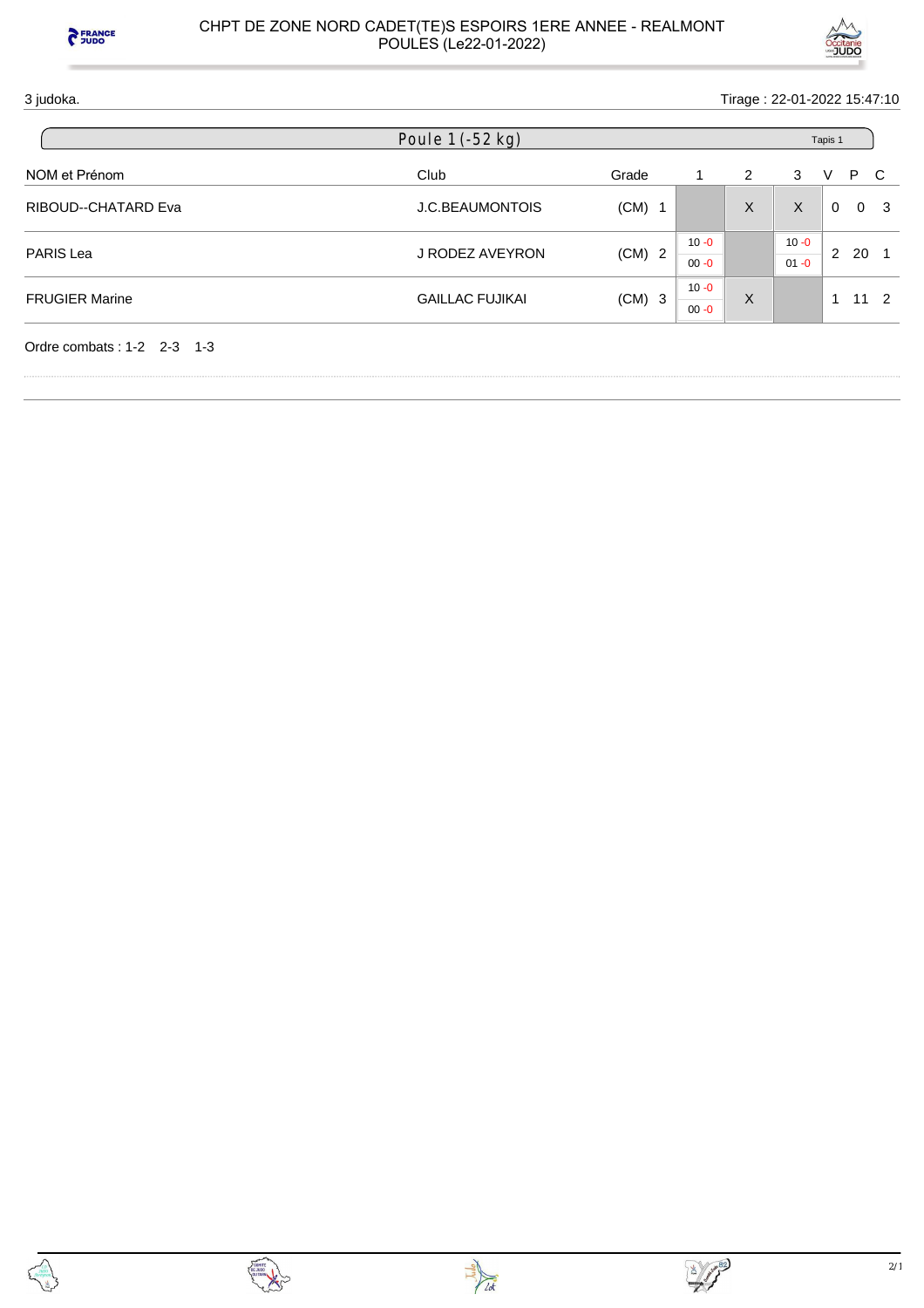# CHPT DE ZONE NORD CADET(TE)S ESPOIRS 1ERE ANNEE - REALMONT
## POULES (Le22-01-2022)

3 judoka. Tirage : 22-01-2022 15:47:10

### Poule 1 (-52 kg) — Tapis 1

| NOM et Prénom | Club | Grade | 1 | 2 | 3 | V | P | C |
|---|---|---|---|---|---|---|---|---|
| RIBOUD--CHATARD Eva | J.C.BEAUMONTOIS | (CM) 1 | | X | X | 0 | 0 | 3 |
| PARIS Lea | J RODEZ AVEYRON | (CM) 2 | 10 -0 / 00 -0 | | 10 -0 / 01 -0 | 2 | 20 | 1 |
| FRUGIER Marine | GAILLAC FUJIKAI | (CM) 3 | 10 -0 / 00 -0 | X | | 1 | 11 | 2 |

Ordre combats : 1-2 2-3 1-3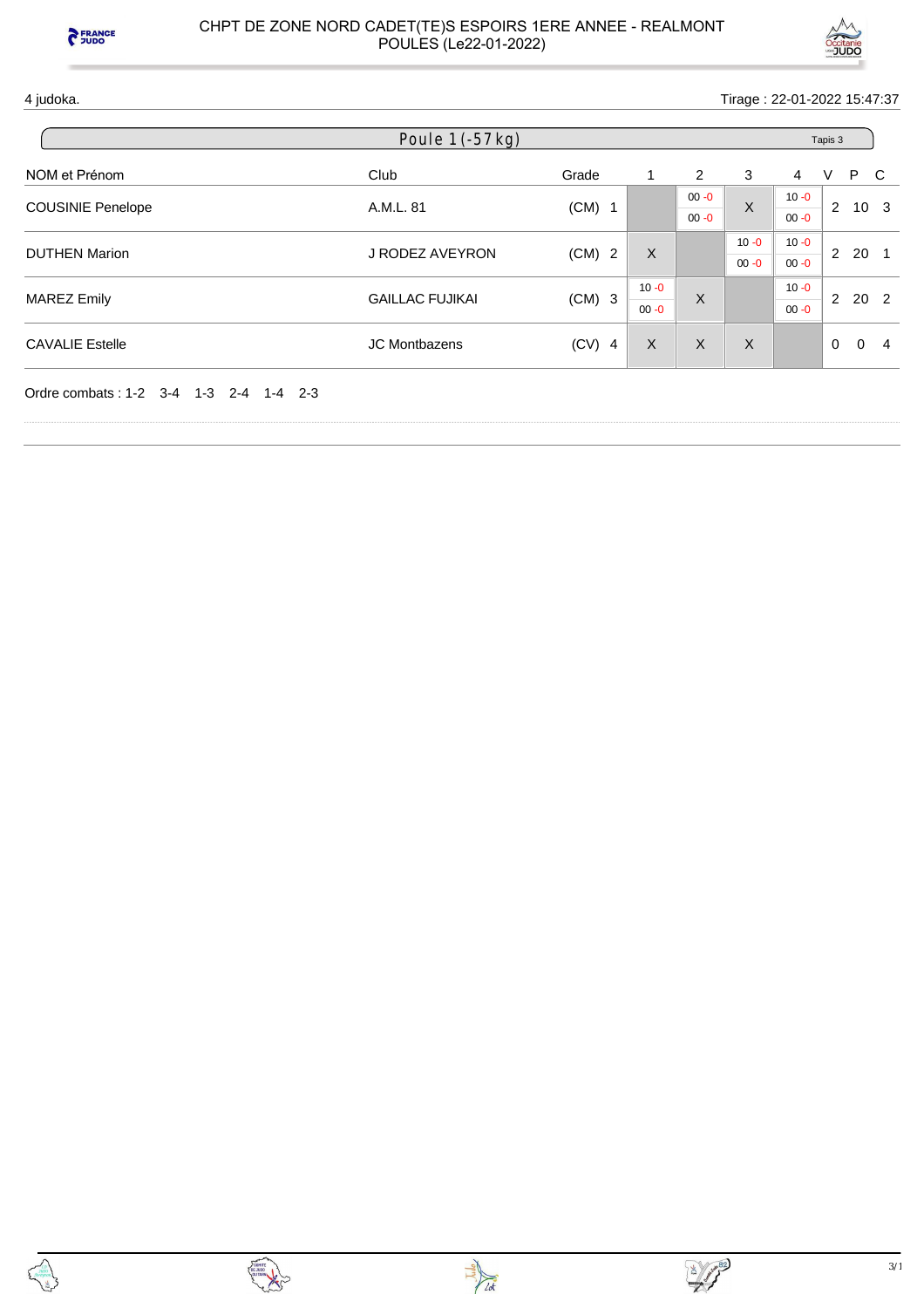# CHPT DE ZONE NORD CADET(TE)S ESPOIRS 1ERE ANNEE - REALMONT

POULES (Le22-01-2022)

4 judoka.

Tirage : 22-01-2022 15:47:37

## Poule 1 (-57 kg)

Tapis 3

| NOM et Prénom | Club | Grade | 1 | 2 | 3 | 4 | V | P | C |
|---|---|---|---|---|---|---|---|---|---|
| COUSINIE Penelope | A.M.L. 81 | (CM) 1 | | 00 -0 / 00 -0 | X | 10 -0 / 00 -0 | 2 | 10 | 3 |
| DUTHEN Marion | J RODEZ AVEYRON | (CM) 2 | X | | 10 -0 / 00 -0 | 10 -0 / 00 -0 | 2 | 20 | 1 |
| MAREZ Emily | GAILLAC FUJIKAI | (CM) 3 | 10 -0 / 00 -0 | X | | 10 -0 / 00 -0 | 2 | 20 | 2 |
| CAVALIE Estelle | JC Montbazens | (CV) 4 | X | X | X | | 0 | 0 | 4 |

Ordre combats : 1-2 3-4 1-3 2-4 1-4 2-3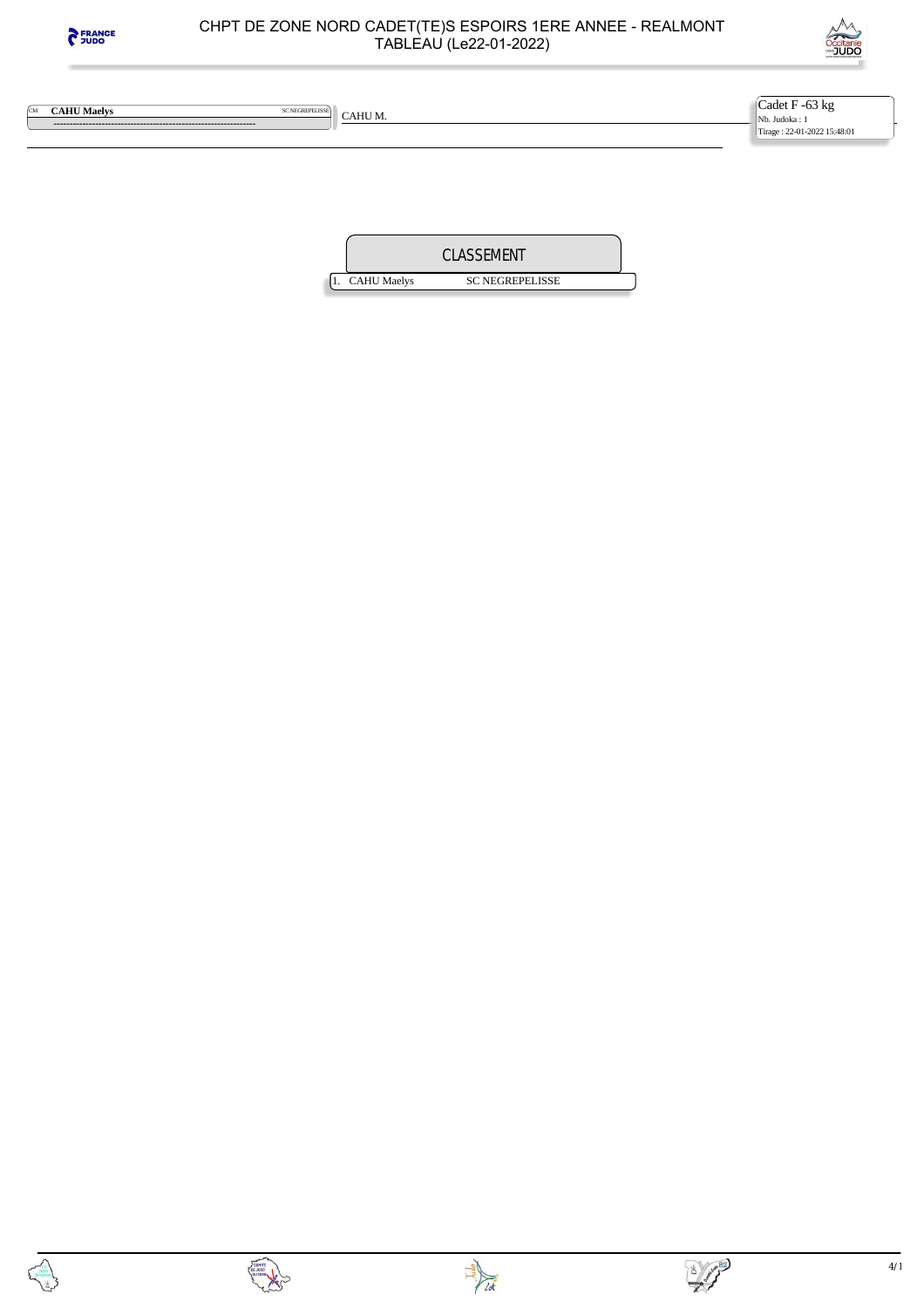# CHPT DE ZONE NORD CADET(TE)S ESPOIRS 1ERE ANNEE - REALMONT TABLEAU (Le22-01-2022)

Cadet F -63 kg
Nb. Judoka : 1
Tirage : 22-01-2022 15:48:01

CM **CAHU Maelys** SC NEGREPELISSE

CAHU M.

## CLASSEMENT

| | | |
|---|---|---|
| 1. | CAHU Maelys | SC NEGREPELISSE |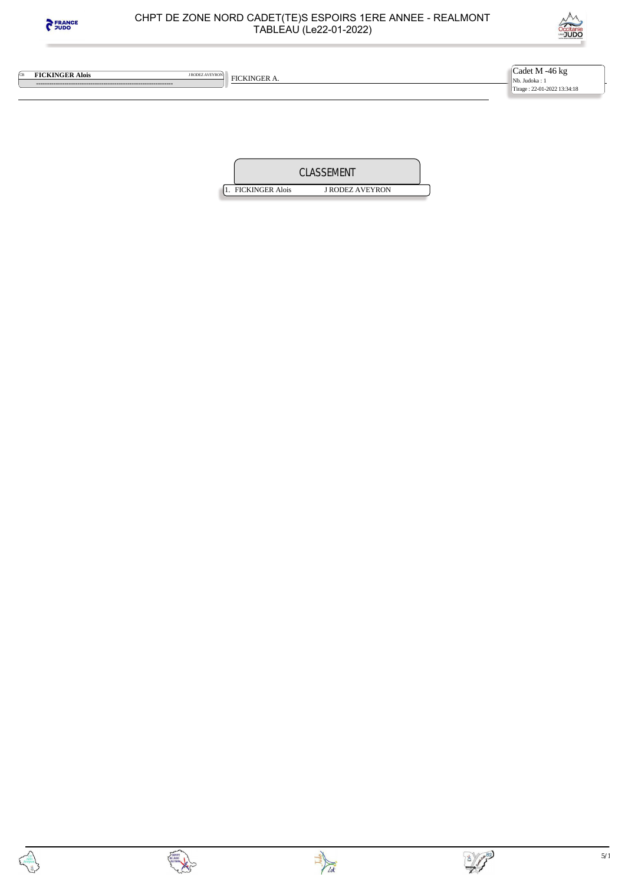# CHPT DE ZONE NORD CADET(TE)S ESPOIRS 1ERE ANNEE - REALMONT
## TABLEAU (Le22-01-2022)

**Cadet M -46 kg**
Nb. Judoka : 1
Tirage : 22-01-2022 13:34:18

| | | | |
|---|---|---|---|
| CB | **FICKINGER Alois** | J RODEZ AVEYRON | FICKINGER A. |
| | ------------------------------------------------------------ | | |

## CLASSEMENT

| | | |
|---|---|---|
| 1. | FICKINGER Alois | J RODEZ AVEYRON |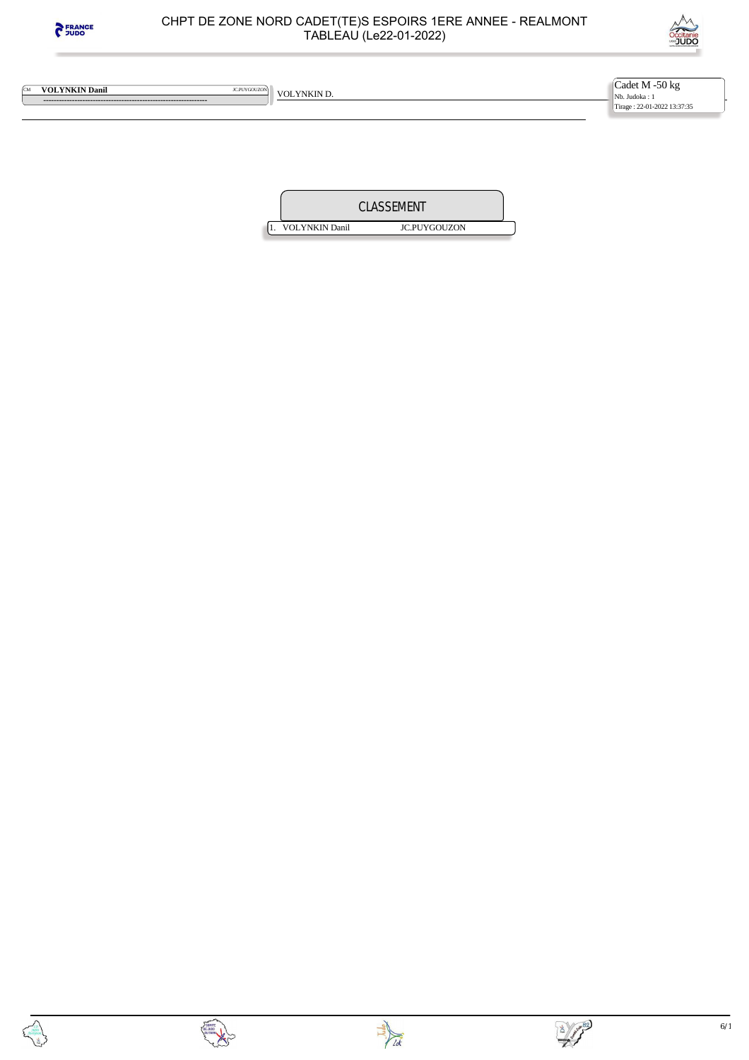# CHPT DE ZONE NORD CADET(TE)S ESPOIRS 1ERE ANNEE - REALMONT
## TABLEAU (Le22-01-2022)

**Cadet M -50 kg**
Nb. Judoka : 1
Tirage : 22-01-2022 13:37:35

| | | | |
|---|---|---|---|
| CM | **VOLYNKIN Danil** | JC.PUYGOUZON | VOLYNKIN D. |

## CLASSEMENT

| | | |
|---|---|---|
| 1. | VOLYNKIN Danil | JC.PUYGOUZON |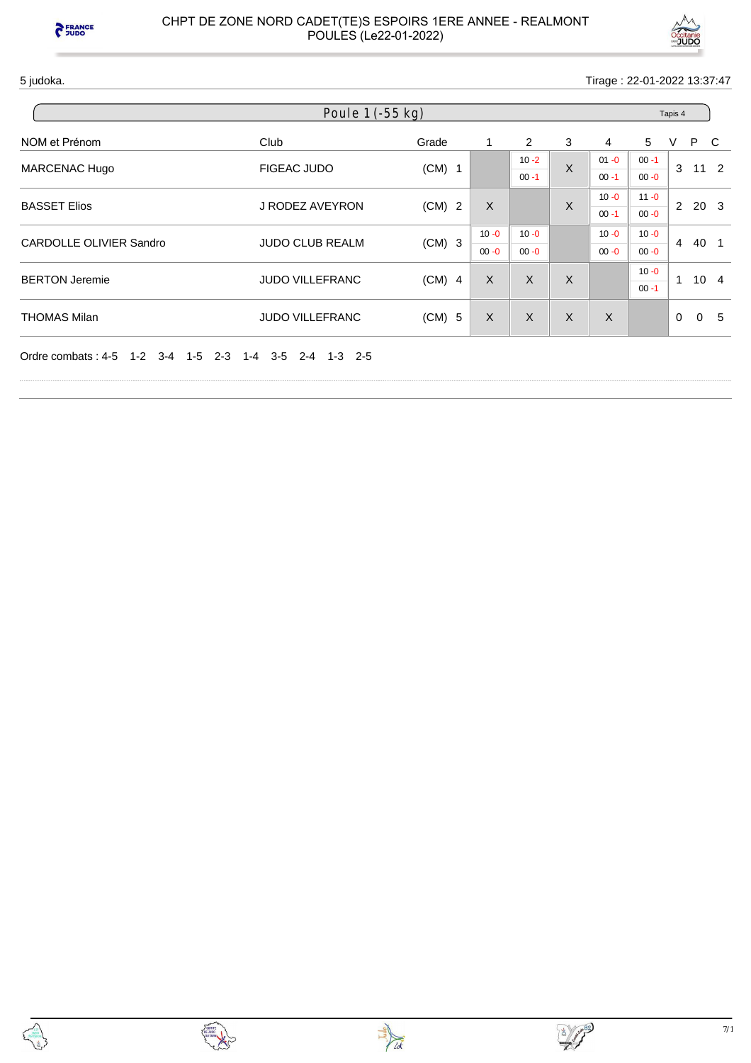# CHPT DE ZONE NORD CADET(TE)S ESPOIRS 1ERE ANNEE - REALMONT
## POULES (Le22-01-2022)

5 judoka.

Tirage : 22-01-2022 13:37:47

### Poule 1 (-55 kg)

Tapis 4

| NOM et Prénom | Club | Grade | | 1 | 2 | 3 | 4 | 5 | V | P | C |
|---|---|---|---|---|---|---|---|---|---|---|---|
| MARCENAC Hugo | FIGEAC JUDO | (CM) | 1 | | 10 -2 / 00 -1 | X | 01 -0 / 00 -1 | 00 -1 / 00 -0 | 3 | 11 | 2 |
| BASSET Elios | J RODEZ AVEYRON | (CM) | 2 | X | | X | 10 -0 / 00 -1 | 11 -0 / 00 -0 | 2 | 20 | 3 |
| CARDOLLE OLIVIER Sandro | JUDO CLUB REALM | (CM) | 3 | 10 -0 / 00 -0 | 10 -0 / 00 -0 | | 10 -0 / 00 -0 | 10 -0 / 00 -0 | 4 | 40 | 1 |
| BERTON Jeremie | JUDO VILLEFRANC | (CM) | 4 | X | X | X | | 10 -0 / 00 -1 | 1 | 10 | 4 |
| THOMAS Milan | JUDO VILLEFRANC | (CM) | 5 | X | X | X | X | | 0 | 0 | 5 |

Ordre combats : 4-5 1-2 3-4 1-5 2-3 1-4 3-5 2-4 1-3 2-5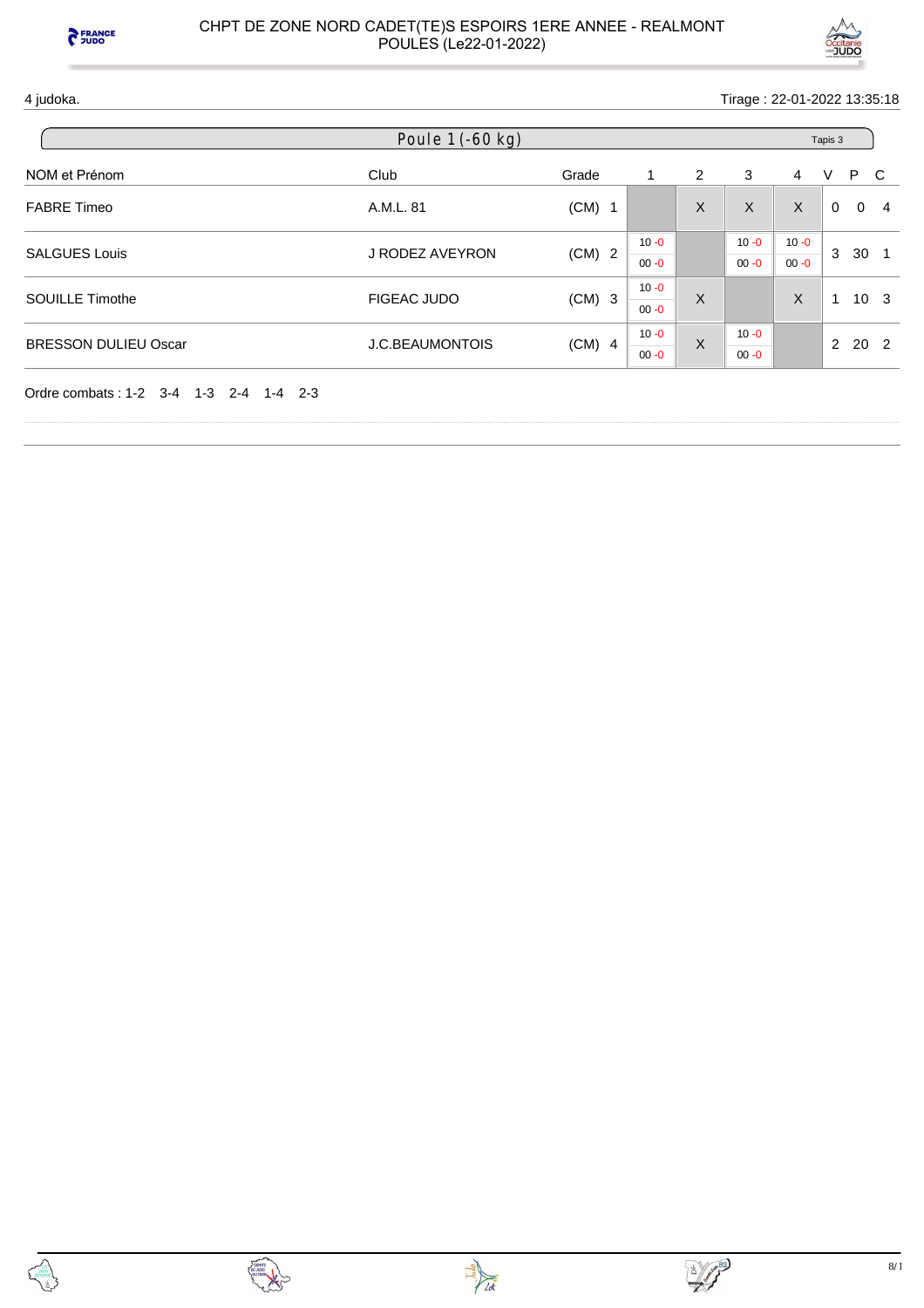# CHPT DE ZONE NORD CADET(TE)S ESPOIRS 1ERE ANNEE - REALMONT
POULES (Le22-01-2022)

4 judoka. Tirage : 22-01-2022 13:35:18

## Poule 1 (-60 kg)

Tapis 3

| NOM et Prénom | Club | Grade | 1 | 2 | 3 | 4 | V | P | C |
|---|---|---|---|---|---|---|---|---|---|
| FABRE Timeo | A.M.L. 81 | (CM) 1 | | X | X | X | 0 | 0 | 4 |
| SALGUES Louis | J RODEZ AVEYRON | (CM) 2 | 10 -0 / 00 -0 | | 10 -0 / 00 -0 | 10 -0 / 00 -0 | 3 | 30 | 1 |
| SOUILLE Timothe | FIGEAC JUDO | (CM) 3 | 10 -0 / 00 -0 | X | | X | 1 | 10 | 3 |
| BRESSON DULIEU Oscar | J.C.BEAUMONTOIS | (CM) 4 | 10 -0 / 00 -0 | X | 10 -0 / 00 -0 | | 2 | 20 | 2 |

Ordre combats : 1-2 3-4 1-3 2-4 1-4 2-3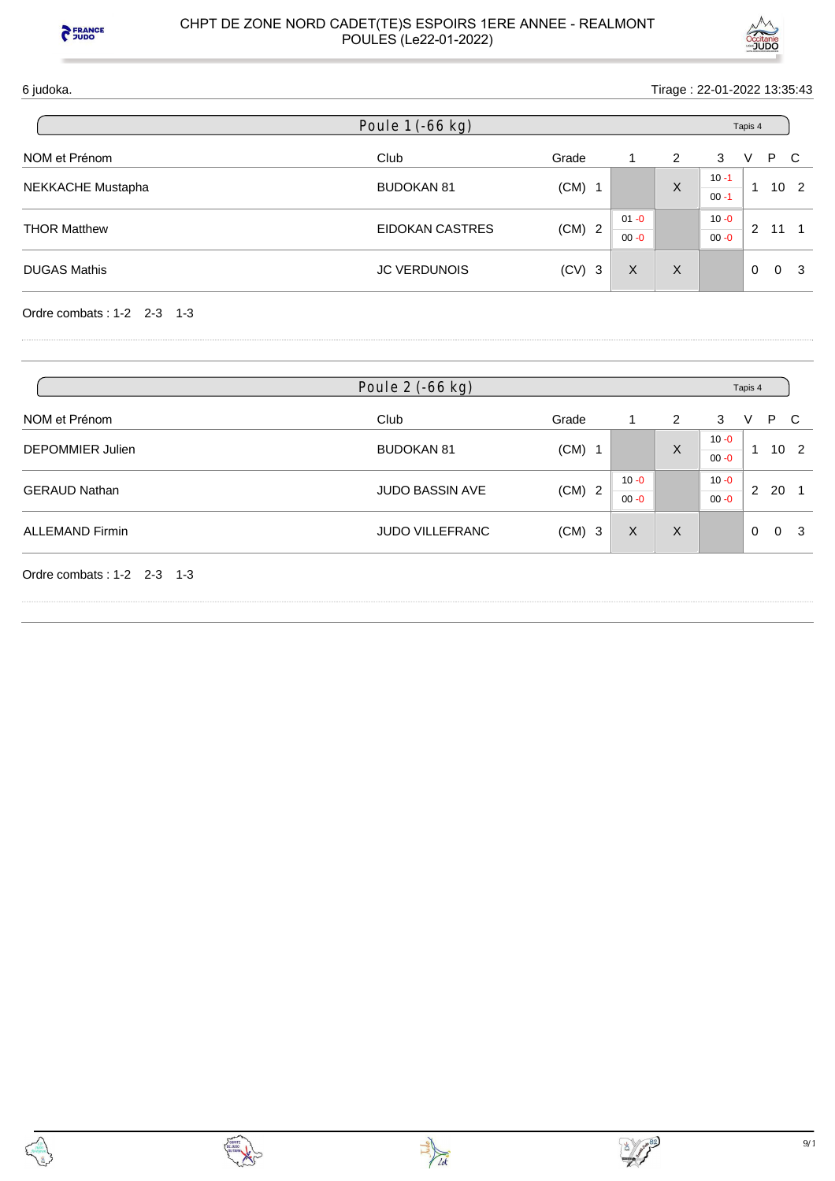6 judoka.

Tirage : 22-01-2022 13:35:43

## Poule 1 (-66 kg)

Tapis 4

| NOM et Prénom | Club | Grade | 1 | 2 | 3 | V | P | C |
|---|---|---|---|---|---|---|---|---|
| NEKKACHE Mustapha | BUDOKAN 81 | (CM) 1 | | X | 10 -1 / 00 -1 | 1 | 10 | 2 |
| THOR Matthew | EIDOKAN CASTRES | (CM) 2 | 01 -0 / 00 -0 | | 10 -0 / 00 -0 | 2 | 11 | 1 |
| DUGAS Mathis | JC VERDUNOIS | (CV) 3 | X | X | | 0 | 0 | 3 |

Ordre combats : 1-2 2-3 1-3

## Poule 2 (-66 kg)

Tapis 4

| NOM et Prénom | Club | Grade | 1 | 2 | 3 | V | P | C |
|---|---|---|---|---|---|---|---|---|
| DEPOMMIER Julien | BUDOKAN 81 | (CM) 1 | | X | 10 -0 / 00 -0 | 1 | 10 | 2 |
| GERAUD Nathan | JUDO BASSIN AVE | (CM) 2 | 10 -0 / 00 -0 | | 10 -0 / 00 -0 | 2 | 20 | 1 |
| ALLEMAND Firmin | JUDO VILLEFRANC | (CM) 3 | X | X | | 0 | 0 | 3 |

Ordre combats : 1-2 2-3 1-3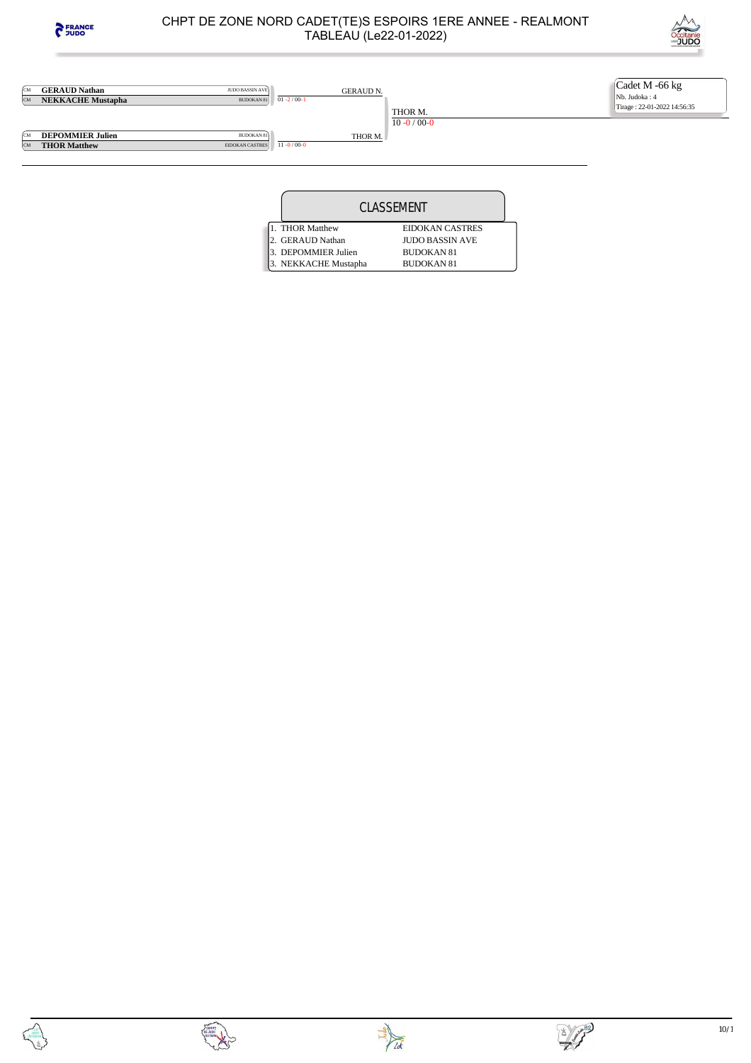# CHPT DE ZONE NORD CADET(TE)S ESPOIRS 1ERE ANNEE - REALMONT
## TABLEAU (Le22-01-2022)

**Cadet M -66 kg**
Nb. Judoka : 4
Tirage : 22-01-2022 14:56:35

| Cat. | Judoka | Club | Score | Vainqueur |
|---|---|---|---|---|
| CM | **GERAUD Nathan** | JUDO BASSIN AVE | | |
| CM | **NEKKACHE Mustapha** | BUDOKAN 81 | 01 -2 / 00-1 | GERAUD N. |
| CM | **DEPOMMIER Julien** | BUDOKAN 81 | | |
| CM | **THOR Matthew** | EIDOKAN CASTRES | 11 -0 / 00-0 | THOR M. |

Finale : THOR M. — 10 -0 / 00-0

## CLASSEMENT

| Rang | Judoka | Club |
|---|---|---|
| 1. | THOR Matthew | EIDOKAN CASTRES |
| 2. | GERAUD Nathan | JUDO BASSIN AVE |
| 3. | DEPOMMIER Julien | BUDOKAN 81 |
| 3. | NEKKACHE Mustapha | BUDOKAN 81 |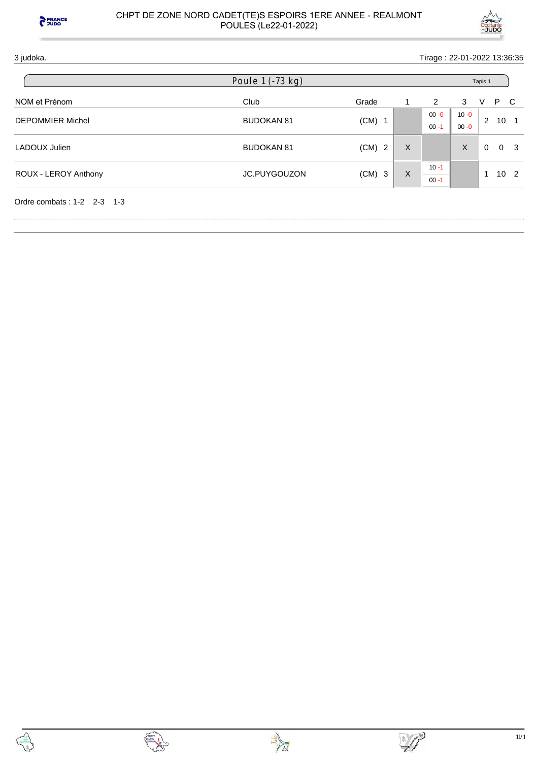# CHPT DE ZONE NORD CADET(TE)S ESPOIRS 1ERE ANNEE - REALMONT
## POULES (Le22-01-2022)

3 judoka.

Tirage : 22-01-2022 13:36:35

### Poule 1 (-73 kg)

Tapis 1

| NOM et Prénom | Club | Grade | | 1 | 2 | 3 | V | P | C |
|---|---|---|---|---|---|---|---|---|---|
| DEPOMMIER Michel | BUDOKAN 81 | (CM) | 1 | | 00 -0 / 00 -1 | 10 -0 / 00 -0 | 2 | 10 | 1 |
| LADOUX Julien | BUDOKAN 81 | (CM) | 2 | X | | X | 0 | 0 | 3 |
| ROUX - LEROY Anthony | JC.PUYGOUZON | (CM) | 3 | X | 10 -1 / 00 -1 | | 1 | 10 | 2 |

Ordre combats : 1-2 2-3 1-3